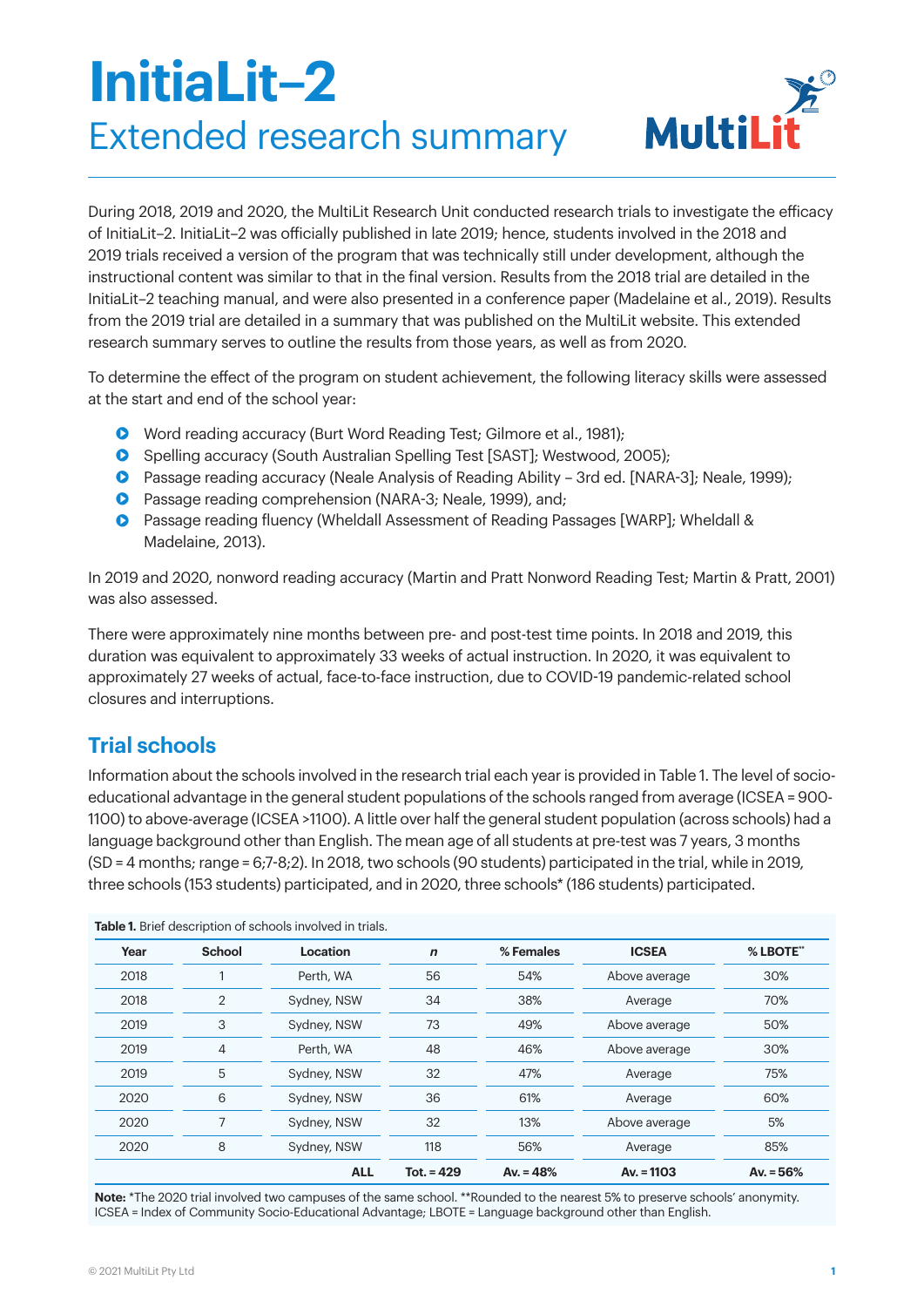// InitiaLit–2

# InitiaLit–2

## Extended research summary

During 2018, 2019 and 2020, the MultiLit Research Unit conducted research trials to investigate the efficacy of InitiaLit–2. InitiaLit–2 was officially published in late 2019; hence, students involved in the 2018 and 2019 trials received a version of the program that was technically still under development, although the instructional content was similar to that in the final version. Results from the 2018 trial are detailed in the InitiaLit–2 teaching manual, and were also presented in a conference paper (Madelaine et al., 2019). Results from the 2019 trial are detailed in a summary that was published on the MultiLit website. This extended research summary serves to outline the results from those years, as well as from 2020.

To determine the effect of the program on student achievement, the following literacy skills were assessed at the start and end of the school year:

- Word reading accuracy (Burt Word Reading Test; Gilmore et al., 1981);
- Spelling accuracy (South Australian Spelling Test [SAST]; Westwood, 2005);
- Passage reading accuracy (Neale Analysis of Reading Ability – 3rd ed. [NARA-3]; Neale, 1999);
- Passage reading comprehension (NARA-3; Neale, 1999), and;
- Passage reading fluency (Wheldall Assessment of Reading Passages [WARP]; Wheldall & Madelaine, 2013).

In 2019 and 2020, nonword reading accuracy (Martin and Pratt Nonword Reading Test; Martin & Pratt, 2001) was also assessed.

There were approximately nine months between pre- and post-test time points. In 2018 and 2019, this duration was equivalent to approximately 33 weeks of actual instruction. In 2020, it was equivalent to approximately 27 weeks of actual, face-to-face instruction, due to COVID-19 pandemic-related school closures and interruptions.

## Trial schools

Information about the schools involved in the research trial each year is provided in Table 1. The level of socio-educational advantage in the general student populations of the schools ranged from average (ICSEA = 900-1100) to above-average (ICSEA >1100). A little over half the general student population (across schools) had a language background other than English. The mean age of all students at pre-test was 7 years, 3 months (SD = 4 months; range = 6;7-8;2). In 2018, two schools (90 students) participated in the trial, while in 2019, three schools (153 students) participated, and in 2020, three schools* (186 students) participated.

**Table 1.** Brief description of schools involved in trials.

| Year | School | Location | *n* | % Females | ICSEA | % LBOTE** |
|---|---|---|---|---|---|---|
| 2018 | 1 | Perth, WA | 56 | 54% | Above average | 30% |
| 2018 | 2 | Sydney, NSW | 34 | 38% | Average | 70% |
| 2019 | 3 | Sydney, NSW | 73 | 49% | Above average | 50% |
| 2019 | 4 | Perth, WA | 48 | 46% | Above average | 30% |
| 2019 | 5 | Sydney, NSW | 32 | 47% | Average | 75% |
| 2020 | 6 | Sydney, NSW | 36 | 61% | Average | 60% |
| 2020 | 7 | Sydney, NSW | 32 | 13% | Above average | 5% |
| 2020 | 8 | Sydney, NSW | 118 | 56% | Average | 85% |
| | | **ALL** | **Tot. = 429** | **Av. = 48%** | **Av. = 1103** | **Av. = 56%** |

**Note:** *The 2020 trial involved two campuses of the same school. **Rounded to the nearest 5% to preserve schools' anonymity. ICSEA = Index of Community Socio-Educational Advantage; LBOTE = Language background other than English.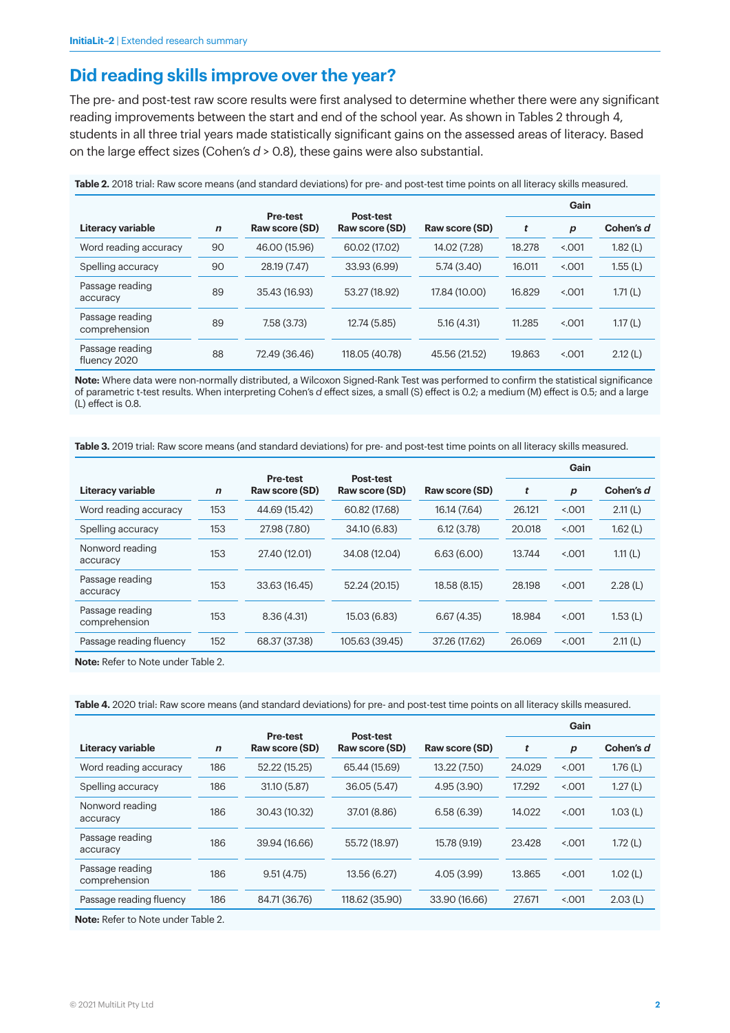## Did reading skills improve over the year?

The pre- and post-test raw score results were first analysed to determine whether there were any significant reading improvements between the start and end of the school year. As shown in Tables 2 through 4, students in all three trial years made statistically significant gains on the assessed areas of literacy. Based on the large effect sizes (Cohen's *d* > 0.8), these gains were also substantial.

**Table 2.** 2018 trial: Raw score means (and standard deviations) for pre- and post-test time points on all literacy skills measured.

| Literacy variable | *n* | Pre-test Raw score (SD) | Post-test Raw score (SD) | Gain | | | |
|---|---|---|---|---|---|---|---|
| | | | | Raw score (SD) | *t* | *p* | Cohen's *d* |
| Word reading accuracy | 90 | 46.00 (15.96) | 60.02 (17.02) | 14.02 (7.28) | 18.278 | <.001 | 1.82 (L) |
| Spelling accuracy | 90 | 28.19 (7.47) | 33.93 (6.99) | 5.74 (3.40) | 16.011 | <.001 | 1.55 (L) |
| Passage reading accuracy | 89 | 35.43 (16.93) | 53.27 (18.92) | 17.84 (10.00) | 16.829 | <.001 | 1.71 (L) |
| Passage reading comprehension | 89 | 7.58 (3.73) | 12.74 (5.85) | 5.16 (4.31) | 11.285 | <.001 | 1.17 (L) |
| Passage reading fluency 2020 | 88 | 72.49 (36.46) | 118.05 (40.78) | 45.56 (21.52) | 19.863 | <.001 | 2.12 (L) |

**Note:** Where data were non-normally distributed, a Wilcoxon Signed-Rank Test was performed to confirm the statistical significance of parametric t-test results. When interpreting Cohen's *d* effect sizes, a small (S) effect is 0.2; a medium (M) effect is 0.5; and a large (L) effect is 0.8.

**Table 3.** 2019 trial: Raw score means (and standard deviations) for pre- and post-test time points on all literacy skills measured.

| Literacy variable | *n* | Pre-test Raw score (SD) | Post-test Raw score (SD) | Gain | | | |
|---|---|---|---|---|---|---|---|
| | | | | Raw score (SD) | *t* | *p* | Cohen's *d* |
| Word reading accuracy | 153 | 44.69 (15.42) | 60.82 (17.68) | 16.14 (7.64) | 26.121 | <.001 | 2.11 (L) |
| Spelling accuracy | 153 | 27.98 (7.80) | 34.10 (6.83) | 6.12 (3.78) | 20.018 | <.001 | 1.62 (L) |
| Nonword reading accuracy | 153 | 27.40 (12.01) | 34.08 (12.04) | 6.63 (6.00) | 13.744 | <.001 | 1.11 (L) |
| Passage reading accuracy | 153 | 33.63 (16.45) | 52.24 (20.15) | 18.58 (8.15) | 28.198 | <.001 | 2.28 (L) |
| Passage reading comprehension | 153 | 8.36 (4.31) | 15.03 (6.83) | 6.67 (4.35) | 18.984 | <.001 | 1.53 (L) |
| Passage reading fluency | 152 | 68.37 (37.38) | 105.63 (39.45) | 37.26 (17.62) | 26.069 | <.001 | 2.11 (L) |

**Note:** Refer to Note under Table 2.

**Table 4.** 2020 trial: Raw score means (and standard deviations) for pre- and post-test time points on all literacy skills measured.

| Literacy variable | *n* | Pre-test Raw score (SD) | Post-test Raw score (SD) | Gain | | | |
|---|---|---|---|---|---|---|---|
| | | | | Raw score (SD) | *t* | *p* | Cohen's *d* |
| Word reading accuracy | 186 | 52.22 (15.25) | 65.44 (15.69) | 13.22 (7.50) | 24.029 | <.001 | 1.76 (L) |
| Spelling accuracy | 186 | 31.10 (5.87) | 36.05 (5.47) | 4.95 (3.90) | 17.292 | <.001 | 1.27 (L) |
| Nonword reading accuracy | 186 | 30.43 (10.32) | 37.01 (8.86) | 6.58 (6.39) | 14.022 | <.001 | 1.03 (L) |
| Passage reading accuracy | 186 | 39.94 (16.66) | 55.72 (18.97) | 15.78 (9.19) | 23.428 | <.001 | 1.72 (L) |
| Passage reading comprehension | 186 | 9.51 (4.75) | 13.56 (6.27) | 4.05 (3.99) | 13.865 | <.001 | 1.02 (L) |
| Passage reading fluency | 186 | 84.71 (36.76) | 118.62 (35.90) | 33.90 (16.66) | 27.671 | <.001 | 2.03 (L) |

**Note:** Refer to Note under Table 2.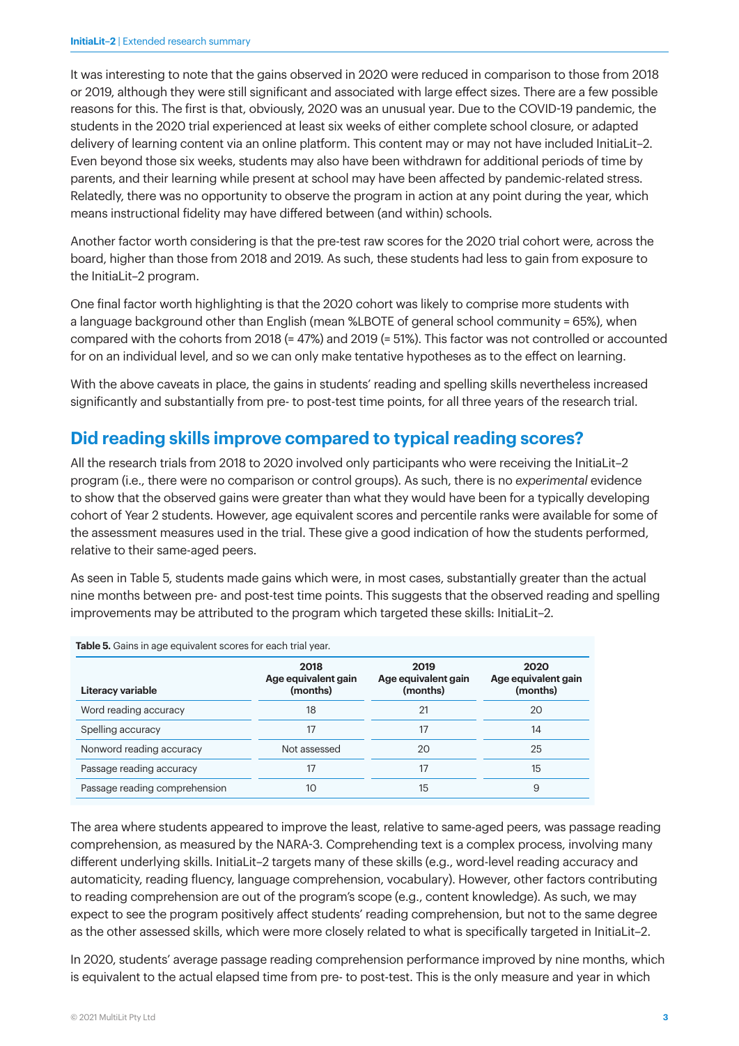It was interesting to note that the gains observed in 2020 were reduced in comparison to those from 2018 or 2019, although they were still significant and associated with large effect sizes. There are a few possible reasons for this. The first is that, obviously, 2020 was an unusual year. Due to the COVID-19 pandemic, the students in the 2020 trial experienced at least six weeks of either complete school closure, or adapted delivery of learning content via an online platform. This content may or may not have included InitiaLit–2. Even beyond those six weeks, students may also have been withdrawn for additional periods of time by parents, and their learning while present at school may have been affected by pandemic-related stress. Relatedly, there was no opportunity to observe the program in action at any point during the year, which means instructional fidelity may have differed between (and within) schools.

Another factor worth considering is that the pre-test raw scores for the 2020 trial cohort were, across the board, higher than those from 2018 and 2019. As such, these students had less to gain from exposure to the InitiaLit–2 program.

One final factor worth highlighting is that the 2020 cohort was likely to comprise more students with a language background other than English (mean %LBOTE of general school community = 65%), when compared with the cohorts from 2018 (= 47%) and 2019 (= 51%). This factor was not controlled or accounted for on an individual level, and so we can only make tentative hypotheses as to the effect on learning.

With the above caveats in place, the gains in students' reading and spelling skills nevertheless increased significantly and substantially from pre- to post-test time points, for all three years of the research trial.

## Did reading skills improve compared to typical reading scores?

All the research trials from 2018 to 2020 involved only participants who were receiving the InitiaLit–2 program (i.e., there were no comparison or control groups). As such, there is no *experimental* evidence to show that the observed gains were greater than what they would have been for a typically developing cohort of Year 2 students. However, age equivalent scores and percentile ranks were available for some of the assessment measures used in the trial. These give a good indication of how the students performed, relative to their same-aged peers.

As seen in Table 5, students made gains which were, in most cases, substantially greater than the actual nine months between pre- and post-test time points. This suggests that the observed reading and spelling improvements may be attributed to the program which targeted these skills: InitiaLit–2.

**Table 5.** Gains in age equivalent scores for each trial year.

| Literacy variable | 2018 Age equivalent gain (months) | 2019 Age equivalent gain (months) | 2020 Age equivalent gain (months) |
|---|---|---|---|
| Word reading accuracy | 18 | 21 | 20 |
| Spelling accuracy | 17 | 17 | 14 |
| Nonword reading accuracy | Not assessed | 20 | 25 |
| Passage reading accuracy | 17 | 17 | 15 |
| Passage reading comprehension | 10 | 15 | 9 |

The area where students appeared to improve the least, relative to same-aged peers, was passage reading comprehension, as measured by the NARA-3. Comprehending text is a complex process, involving many different underlying skills. InitiaLit–2 targets many of these skills (e.g., word-level reading accuracy and automaticity, reading fluency, language comprehension, vocabulary). However, other factors contributing to reading comprehension are out of the program's scope (e.g., content knowledge). As such, we may expect to see the program positively affect students' reading comprehension, but not to the same degree as the other assessed skills, which were more closely related to what is specifically targeted in InitiaLit–2.

In 2020, students' average passage reading comprehension performance improved by nine months, which is equivalent to the actual elapsed time from pre- to post-test. This is the only measure and year in which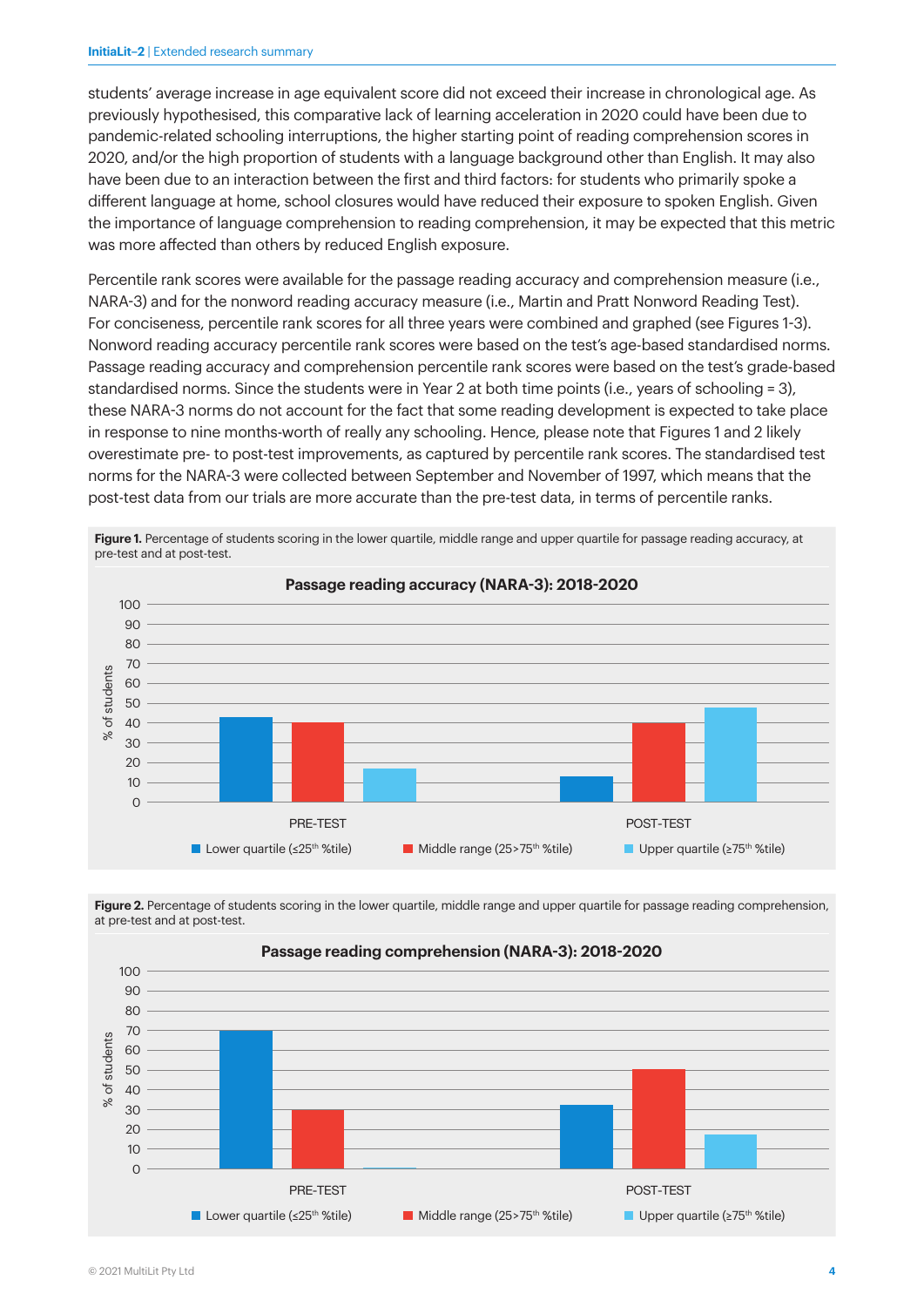students' average increase in age equivalent score did not exceed their increase in chronological age. As previously hypothesised, this comparative lack of learning acceleration in 2020 could have been due to pandemic-related schooling interruptions, the higher starting point of reading comprehension scores in 2020, and/or the high proportion of students with a language background other than English. It may also have been due to an interaction between the first and third factors: for students who primarily spoke a different language at home, school closures would have reduced their exposure to spoken English. Given the importance of language comprehension to reading comprehension, it may be expected that this metric was more affected than others by reduced English exposure.

Percentile rank scores were available for the passage reading accuracy and comprehension measure (i.e., NARA-3) and for the nonword reading accuracy measure (i.e., Martin and Pratt Nonword Reading Test). For conciseness, percentile rank scores for all three years were combined and graphed (see Figures 1-3). Nonword reading accuracy percentile rank scores were based on the test's age-based standardised norms. Passage reading accuracy and comprehension percentile rank scores were based on the test's grade-based standardised norms. Since the students were in Year 2 at both time points (i.e., years of schooling = 3), these NARA-3 norms do not account for the fact that some reading development is expected to take place in response to nine months-worth of really any schooling. Hence, please note that Figures 1 and 2 likely overestimate pre- to post-test improvements, as captured by percentile rank scores. The standardised test norms for the NARA-3 were collected between September and November of 1997, which means that the post-test data from our trials are more accurate than the pre-test data, in terms of percentile ranks.

**Figure 1.** Percentage of students scoring in the lower quartile, middle range and upper quartile for passage reading accuracy, at pre-test and at post-test.

**Passage reading accuracy (NARA-3): 2018-2020**

| | Lower quartile (≤25th %tile) | Middle range (25>75th %tile) | Upper quartile (≥75th %tile) |
|---|---|---|---|
| PRE-TEST | 43 | 40 | 17 |
| POST-TEST | 13 | 40 | 48 |

**Figure 2.** Percentage of students scoring in the lower quartile, middle range and upper quartile for passage reading comprehension, at pre-test and at post-test.

**Passage reading comprehension (NARA-3): 2018-2020**

| | Lower quartile (≤25th %tile) | Middle range (25>75th %tile) | Upper quartile (≥75th %tile) |
|---|---|---|---|
| PRE-TEST | 70 | 30 | 0 |
| POST-TEST | 32 | 50 | 17 |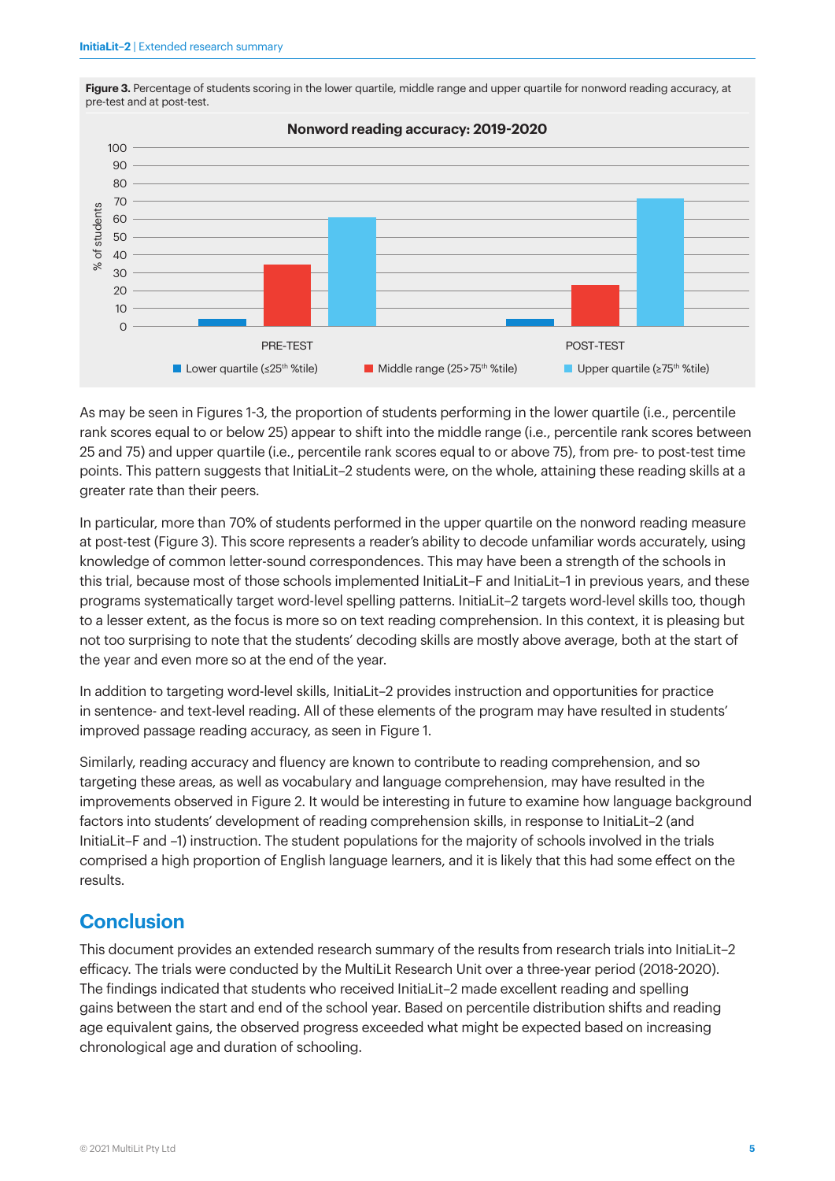**Figure 3.** Percentage of students scoring in the lower quartile, middle range and upper quartile for nonword reading accuracy, at pre-test and at post-test.

As may be seen in Figures 1-3, the proportion of students performing in the lower quartile (i.e., percentile rank scores equal to or below 25) appear to shift into the middle range (i.e., percentile rank scores between 25 and 75) and upper quartile (i.e., percentile rank scores equal to or above 75), from pre- to post-test time points. This pattern suggests that InitiaLit–2 students were, on the whole, attaining these reading skills at a greater rate than their peers.

In particular, more than 70% of students performed in the upper quartile on the nonword reading measure at post-test (Figure 3). This score represents a reader's ability to decode unfamiliar words accurately, using knowledge of common letter-sound correspondences. This may have been a strength of the schools in this trial, because most of those schools implemented InitiaLit–F and InitiaLit–1 in previous years, and these programs systematically target word-level spelling patterns. InitiaLit–2 targets word-level skills too, though to a lesser extent, as the focus is more so on text reading comprehension. In this context, it is pleasing but not too surprising to note that the students' decoding skills are mostly above average, both at the start of the year and even more so at the end of the year.

In addition to targeting word-level skills, InitiaLit–2 provides instruction and opportunities for practice in sentence- and text-level reading. All of these elements of the program may have resulted in students' improved passage reading accuracy, as seen in Figure 1.

Similarly, reading accuracy and fluency are known to contribute to reading comprehension, and so targeting these areas, as well as vocabulary and language comprehension, may have resulted in the improvements observed in Figure 2. It would be interesting in future to examine how language background factors into students' development of reading comprehension skills, in response to InitiaLit–2 (and InitiaLit–F and –1) instruction. The student populations for the majority of schools involved in the trials comprised a high proportion of English language learners, and it is likely that this had some effect on the results.

## Conclusion

This document provides an extended research summary of the results from research trials into InitiaLit–2 efficacy. The trials were conducted by the MultiLit Research Unit over a three-year period (2018-2020). The findings indicated that students who received InitiaLit–2 made excellent reading and spelling gains between the start and end of the school year. Based on percentile distribution shifts and reading age equivalent gains, the observed progress exceeded what might be expected based on increasing chronological age and duration of schooling.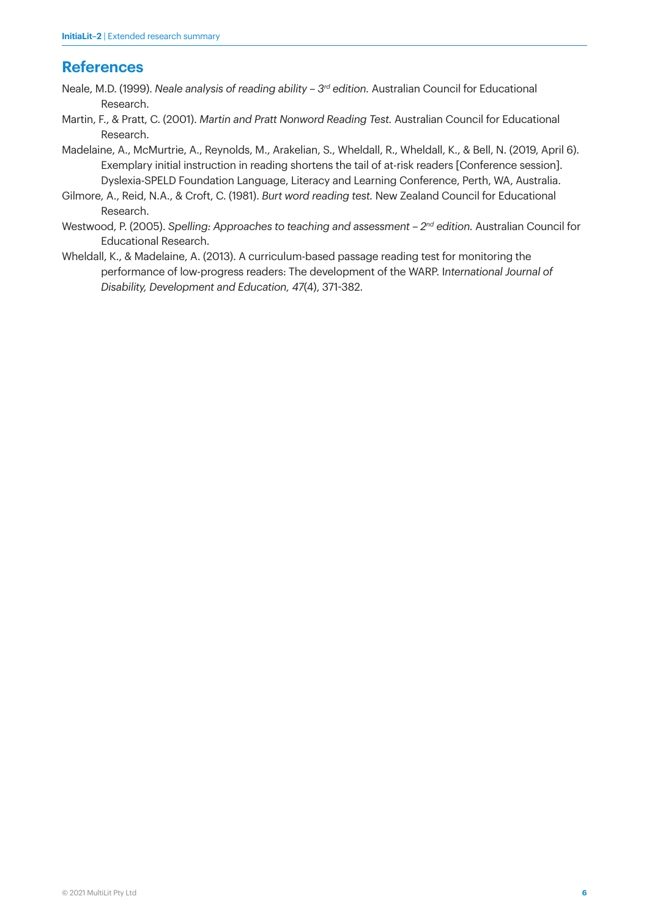## References

Neale, M.D. (1999). *Neale analysis of reading ability – 3rd edition.* Australian Council for Educational Research.

Martin, F., & Pratt, C. (2001). *Martin and Pratt Nonword Reading Test.* Australian Council for Educational Research.

Madelaine, A., McMurtrie, A., Reynolds, M., Arakelian, S., Wheldall, R., Wheldall, K., & Bell, N. (2019, April 6). Exemplary initial instruction in reading shortens the tail of at-risk readers [Conference session]. Dyslexia-SPELD Foundation Language, Literacy and Learning Conference, Perth, WA, Australia.

Gilmore, A., Reid, N.A., & Croft, C. (1981). *Burt word reading test.* New Zealand Council for Educational Research.

Westwood, P. (2005). *Spelling: Approaches to teaching and assessment – 2nd edition.* Australian Council for Educational Research.

Wheldall, K., & Madelaine, A. (2013). A curriculum-based passage reading test for monitoring the performance of low-progress readers: The development of the WARP. *International Journal of Disability, Development and Education, 47*(4), 371-382.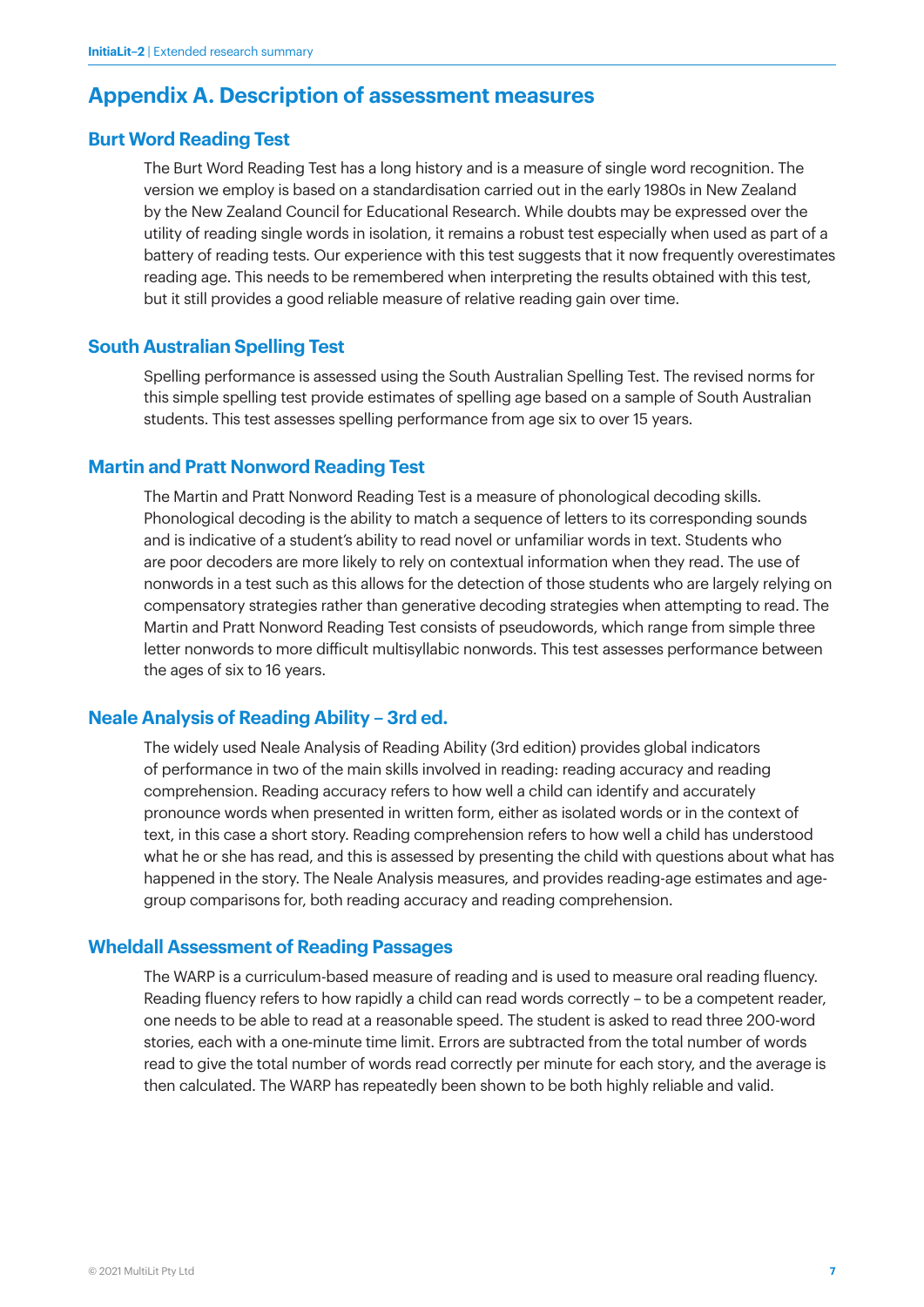## Appendix A. Description of assessment measures

### Burt Word Reading Test

The Burt Word Reading Test has a long history and is a measure of single word recognition. The version we employ is based on a standardisation carried out in the early 1980s in New Zealand by the New Zealand Council for Educational Research. While doubts may be expressed over the utility of reading single words in isolation, it remains a robust test especially when used as part of a battery of reading tests. Our experience with this test suggests that it now frequently overestimates reading age. This needs to be remembered when interpreting the results obtained with this test, but it still provides a good reliable measure of relative reading gain over time.

### South Australian Spelling Test

Spelling performance is assessed using the South Australian Spelling Test. The revised norms for this simple spelling test provide estimates of spelling age based on a sample of South Australian students. This test assesses spelling performance from age six to over 15 years.

### Martin and Pratt Nonword Reading Test

The Martin and Pratt Nonword Reading Test is a measure of phonological decoding skills. Phonological decoding is the ability to match a sequence of letters to its corresponding sounds and is indicative of a student's ability to read novel or unfamiliar words in text. Students who are poor decoders are more likely to rely on contextual information when they read. The use of nonwords in a test such as this allows for the detection of those students who are largely relying on compensatory strategies rather than generative decoding strategies when attempting to read. The Martin and Pratt Nonword Reading Test consists of pseudowords, which range from simple three letter nonwords to more difficult multisyllabic nonwords. This test assesses performance between the ages of six to 16 years.

### Neale Analysis of Reading Ability – 3rd ed.

The widely used Neale Analysis of Reading Ability (3rd edition) provides global indicators of performance in two of the main skills involved in reading: reading accuracy and reading comprehension. Reading accuracy refers to how well a child can identify and accurately pronounce words when presented in written form, either as isolated words or in the context of text, in this case a short story. Reading comprehension refers to how well a child has understood what he or she has read, and this is assessed by presenting the child with questions about what has happened in the story. The Neale Analysis measures, and provides reading-age estimates and age-group comparisons for, both reading accuracy and reading comprehension.

### Wheldall Assessment of Reading Passages

The WARP is a curriculum-based measure of reading and is used to measure oral reading fluency. Reading fluency refers to how rapidly a child can read words correctly – to be a competent reader, one needs to be able to read at a reasonable speed. The student is asked to read three 200-word stories, each with a one-minute time limit. Errors are subtracted from the total number of words read to give the total number of words read correctly per minute for each story, and the average is then calculated. The WARP has repeatedly been shown to be both highly reliable and valid.